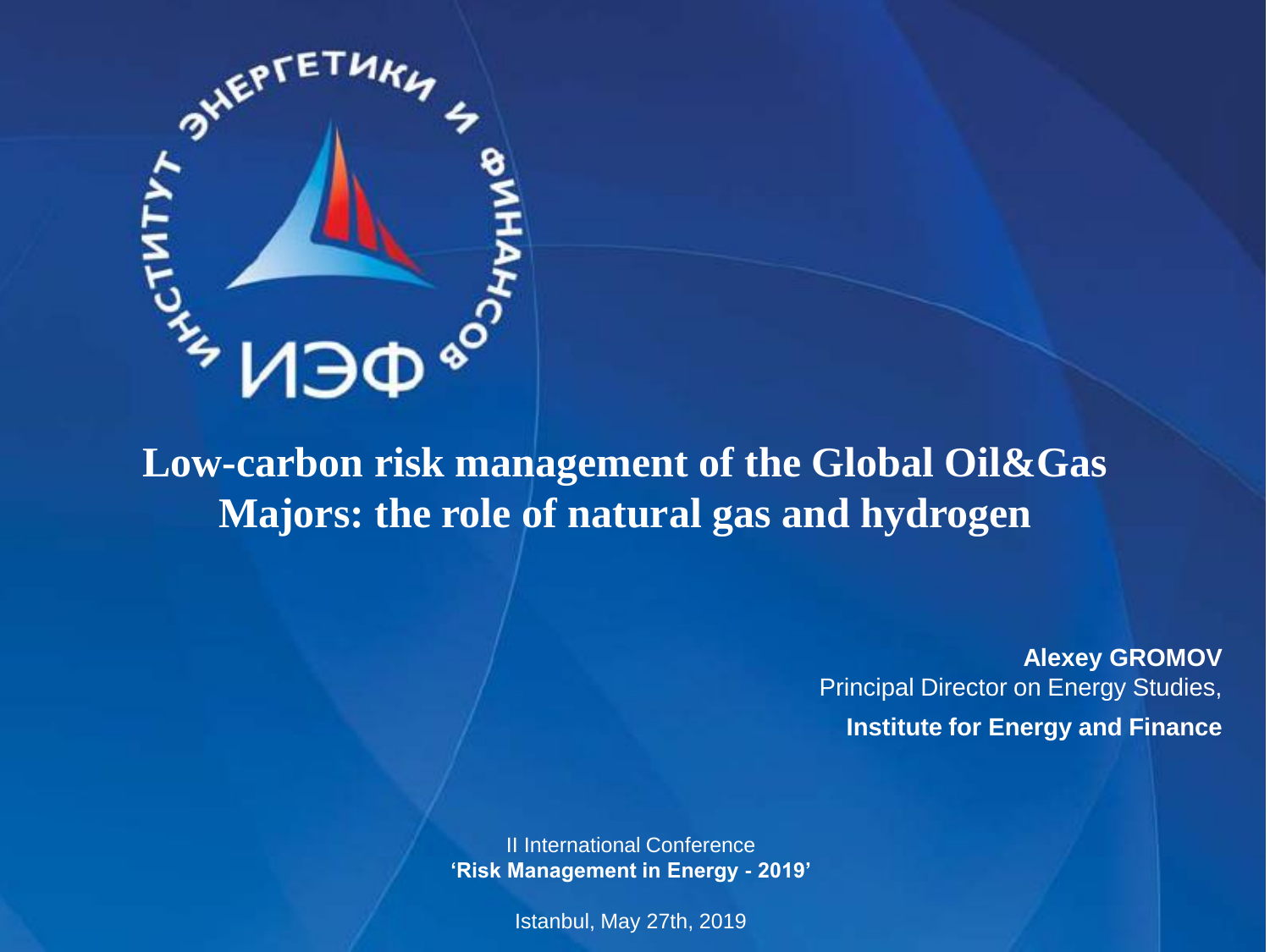# Low-carbon risk management of the Global Oil&Gas Majors: the role of natural gas and hydrogen

**Alexey GROMOV**
Principal Director on Energy Studies,
**Institute for Energy and Finance**

II International Conference
**'Risk Management in Energy - 2019'**

Istanbul, May 27th, 2019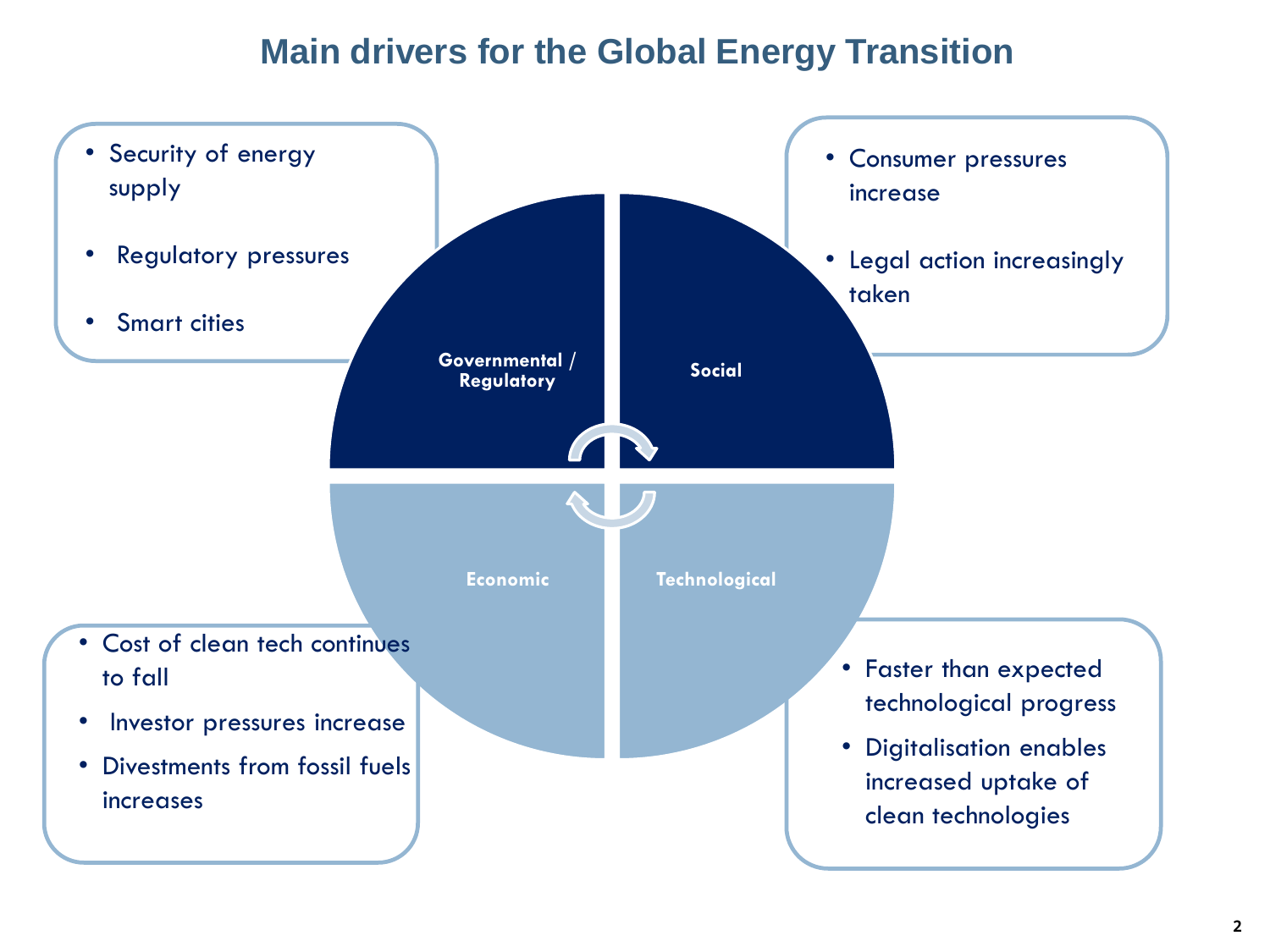# Main drivers for the Global Energy Transition

## Governmental / Regulatory

- Security of energy supply
- Regulatory pressures
- Smart cities

## Social

- Consumer pressures increase
- Legal action increasingly taken

## Economic

- Cost of clean tech continues to fall
- Investor pressures increase
- Divestments from fossil fuels increases

## Technological

- Faster than expected technological progress
- Digitalisation enables increased uptake of clean technologies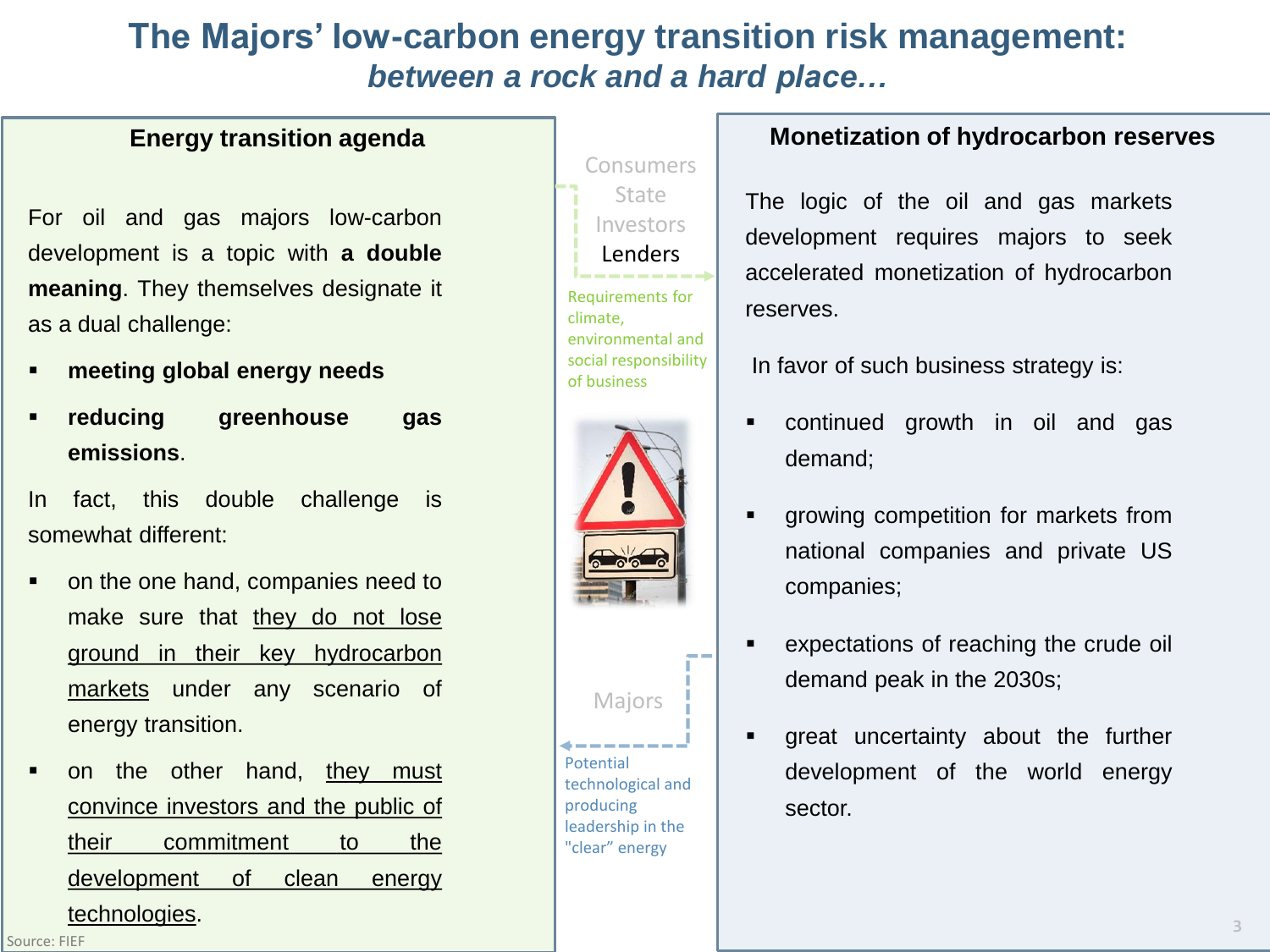# The Majors' low-carbon energy transition risk management:
## *between a rock and a hard place…*

### Energy transition agenda

For oil and gas majors low-carbon development is a topic with **a double meaning**. They themselves designate it as a dual challenge:

- **meeting global energy needs**
- **reducing greenhouse gas emissions**.

In fact, this double challenge is somewhat different:

- on the one hand, companies need to make sure that <u>they do not lose ground in their key hydrocarbon markets</u> under any scenario of energy transition.
- on the other hand, <u>they must convince investors and the public of their commitment to the development of clean energy technologies</u>.

Source: FIEF

Consumers
State
Investors
Lenders

Requirements for climate, environmental and social responsibility of business

Majors

Potential technological and producing leadership in the "clear" energy

### Monetization of hydrocarbon reserves

The logic of the oil and gas markets development requires majors to seek accelerated monetization of hydrocarbon reserves.

In favor of such business strategy is:

- continued growth in oil and gas demand;
- growing competition for markets from national companies and private US companies;
- expectations of reaching the crude oil demand peak in the 2030s;
- great uncertainty about the further development of the world energy sector.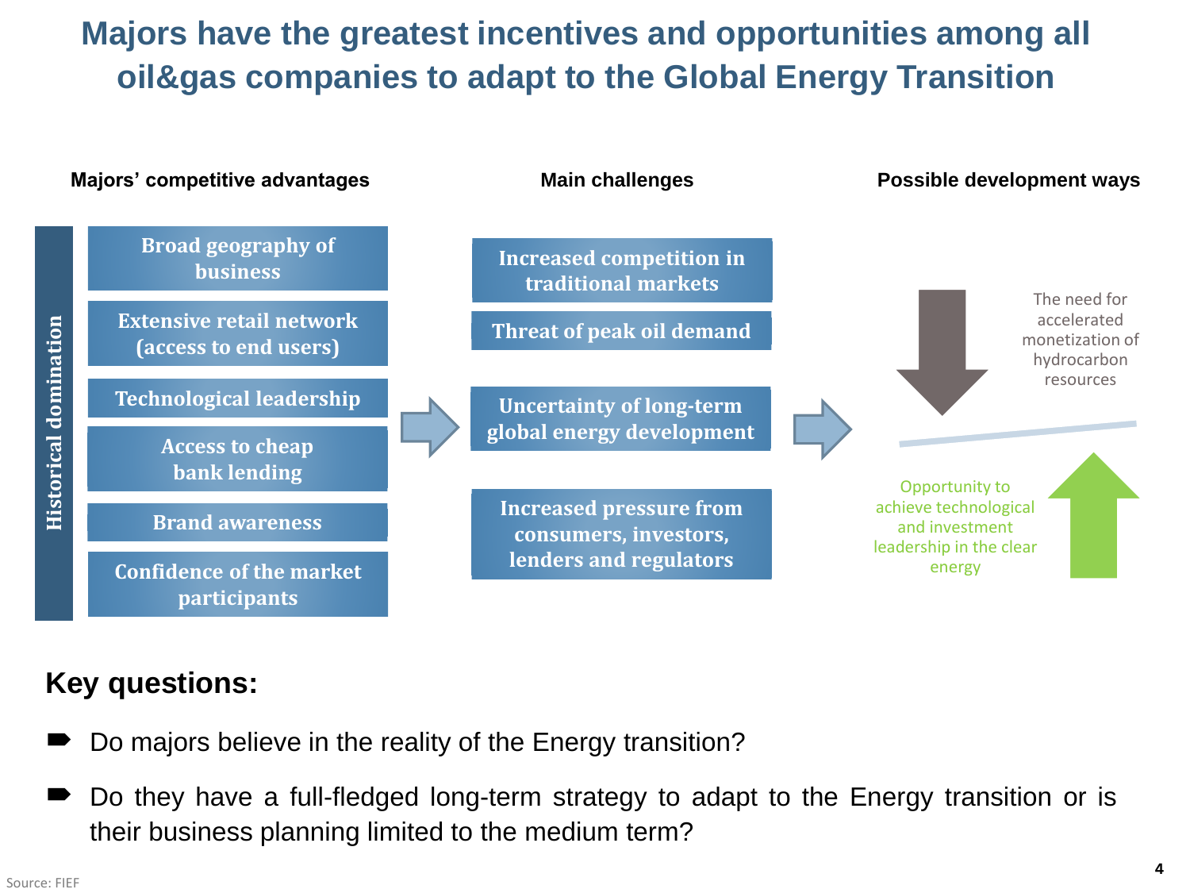# Majors have the greatest incentives and opportunities among all oil&gas companies to adapt to the Global Energy Transition

**Majors' competitive advantages**

Historical domination

- Broad geography of business
- Extensive retail network (access to end users)
- Technological leadership
- Access to cheap bank lending
- Brand awareness
- Confidence of the market participants

**Main challenges**

- Increased competition in traditional markets
- Threat of peak oil demand
- Uncertainty of long-term global energy development
- Increased pressure from consumers, investors, lenders and regulators

**Possible development ways**

- The need for accelerated monetization of hydrocarbon resources
- Opportunity to achieve technological and investment leadership in the clear energy

## Key questions:

- Do majors believe in the reality of the Energy transition?
- Do they have a full-fledged long-term strategy to adapt to the Energy transition or is their business planning limited to the medium term?

Source: FIEF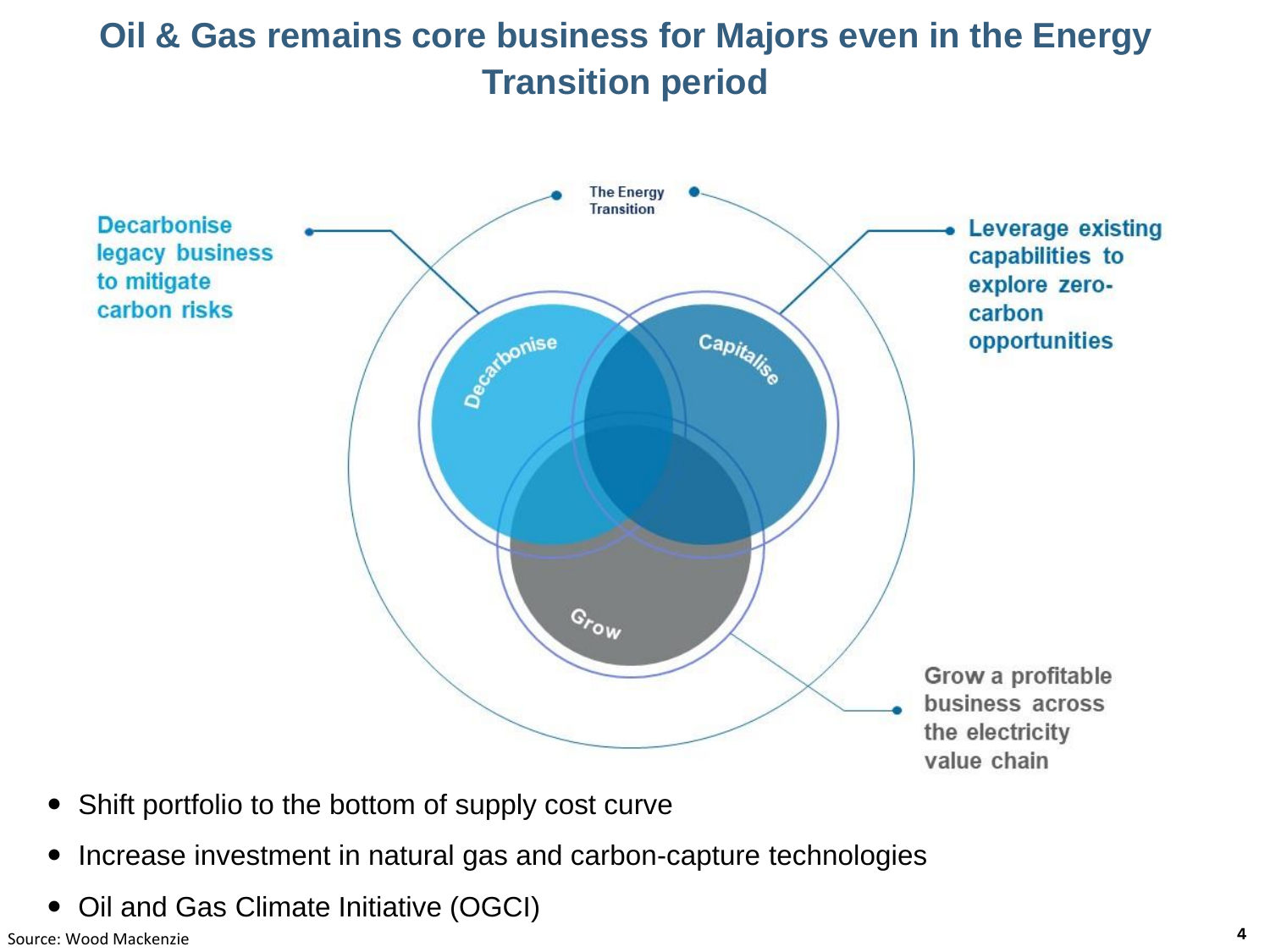# Oil & Gas remains core business for Majors even in the Energy Transition period

The Energy Transition

Decarbonise legacy business to mitigate carbon risks

Leverage existing capabilities to explore zero-carbon opportunities

Grow a profitable business across the electricity value chain

Decarbonise

Capitalise

Grow

- Shift portfolio to the bottom of supply cost curve
- Increase investment in natural gas and carbon-capture technologies
- Oil and Gas Climate Initiative (OGCI)

Source: Wood Mackenzie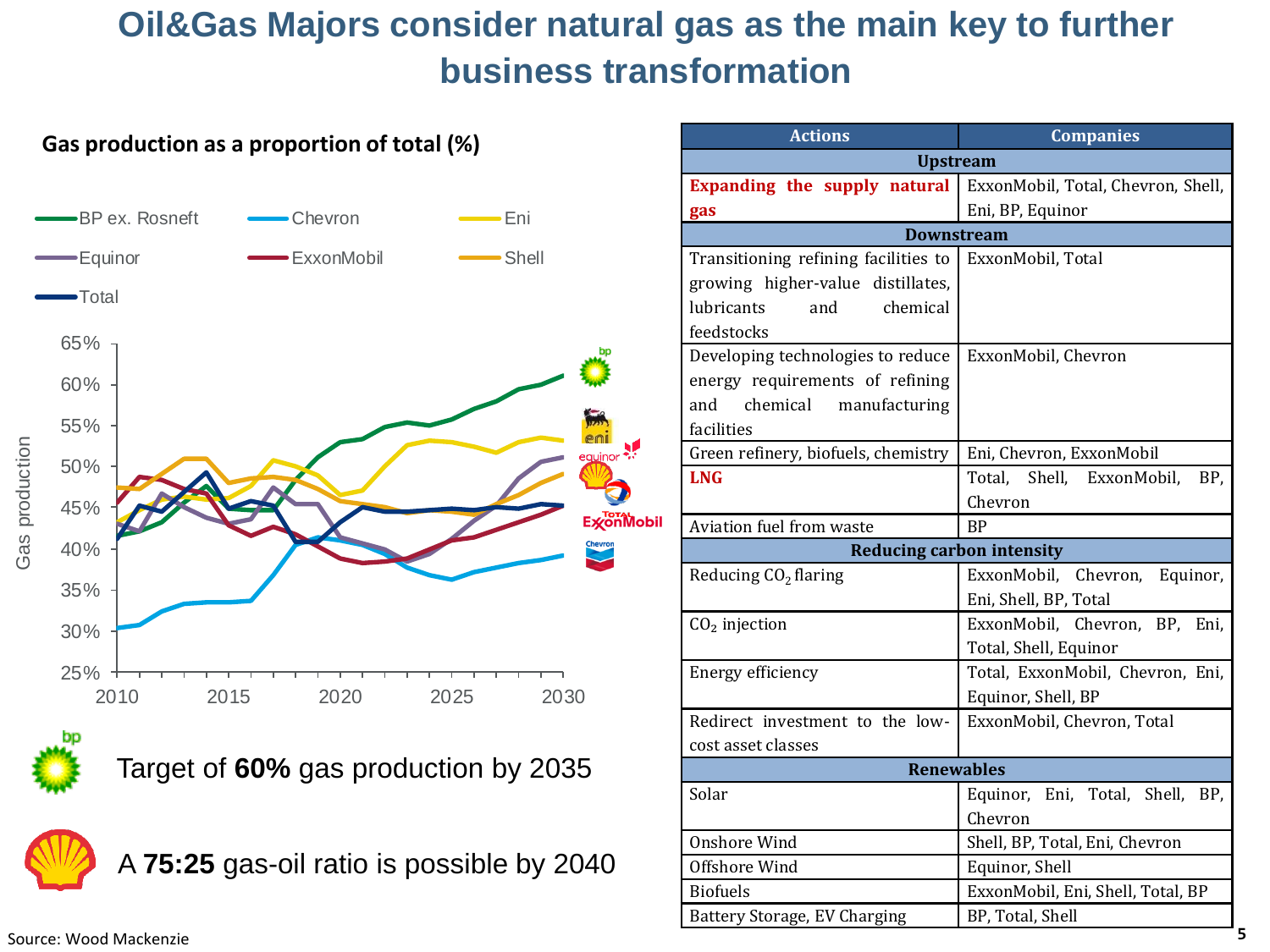# Oil&Gas Majors consider natural gas as the main key to further business transformation

**Gas production as a proportion of total (%)**

BP ex. Rosneft, Chevron, Eni, Equinor, ExxonMobil, Shell, Total

Target of **60%** gas production by 2035

A **75:25** gas-oil ratio is possible by 2040

Source: Wood Mackenzie

| Actions | Companies |
|---|---|
| **Upstream** | |
| **Expanding the supply natural gas** | ExxonMobil, Total, Chevron, Shell, Eni, BP, Equinor |
| **Downstream** | |
| Transitioning refining facilities to growing higher-value distillates, lubricants and chemical feedstocks | ExxonMobil, Total |
| Developing technologies to reduce energy requirements of refining and chemical manufacturing facilities | ExxonMobil, Chevron |
| Green refinery, biofuels, chemistry | Eni, Chevron, ExxonMobil |
| **LNG** | Total, Shell, ExxonMobil, BP, Chevron |
| Aviation fuel from waste | BP |
| **Reducing carbon intensity** | |
| Reducing $CO_2$ flaring | ExxonMobil, Chevron, Equinor, Eni, Shell, BP, Total |
| $CO_2$ injection | ExxonMobil, Chevron, BP, Eni, Total, Shell, Equinor |
| Energy efficiency | Total, ExxonMobil, Chevron, Eni, Equinor, Shell, BP |
| Redirect investment to the low-cost asset classes | ExxonMobil, Chevron, Total |
| **Renewables** | |
| Solar | Equinor, Eni, Total, Shell, BP, Chevron |
| Onshore Wind | Shell, BP, Total, Eni, Chevron |
| Offshore Wind | Equinor, Shell |
| Biofuels | ExxonMobil, Eni, Shell, Total, BP |
| Battery Storage, EV Charging | BP, Total, Shell |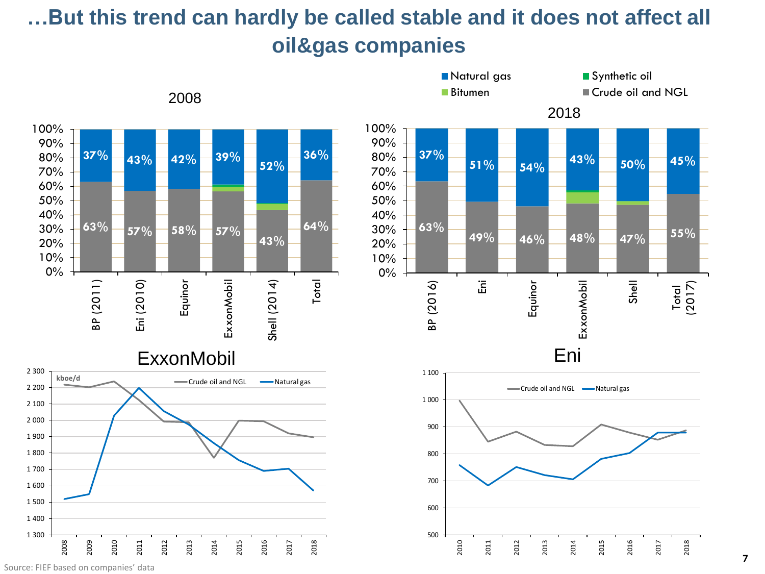# …But this trend can hardly be called stable and it does not affect all oil&gas companies

**2008**

| Company | Crude oil and NGL | Natural gas |
| --- | --- | --- |
| BP (2011) | 63% | 37% |
| Eni (2010) | 57% | 43% |
| Equinor | 58% | 42% |
| ExxonMobil | 57% | 39% |
| Shell (2014) | 43% | 52% |
| Total | 64% | 36% |

**2018**

| Company | Crude oil and NGL | Natural gas |
| --- | --- | --- |
| BP (2016) | 63% | 37% |
| Eni | 49% | 51% |
| Equinor | 46% | 54% |
| ExxonMobil | 48% | 43% |
| Shell | 47% | 50% |
| Total (2017) | 55% | 45% |

Legend: Natural gas, Synthetic oil, Bitumen, Crude oil and NGL

**ExxonMobil** (kboe/d; Crude oil and NGL, Natural gas; 2008–2018)

**Eni** (Crude oil and NGL, Natural gas; 2010–2018)

Source: FIEF based on companies' data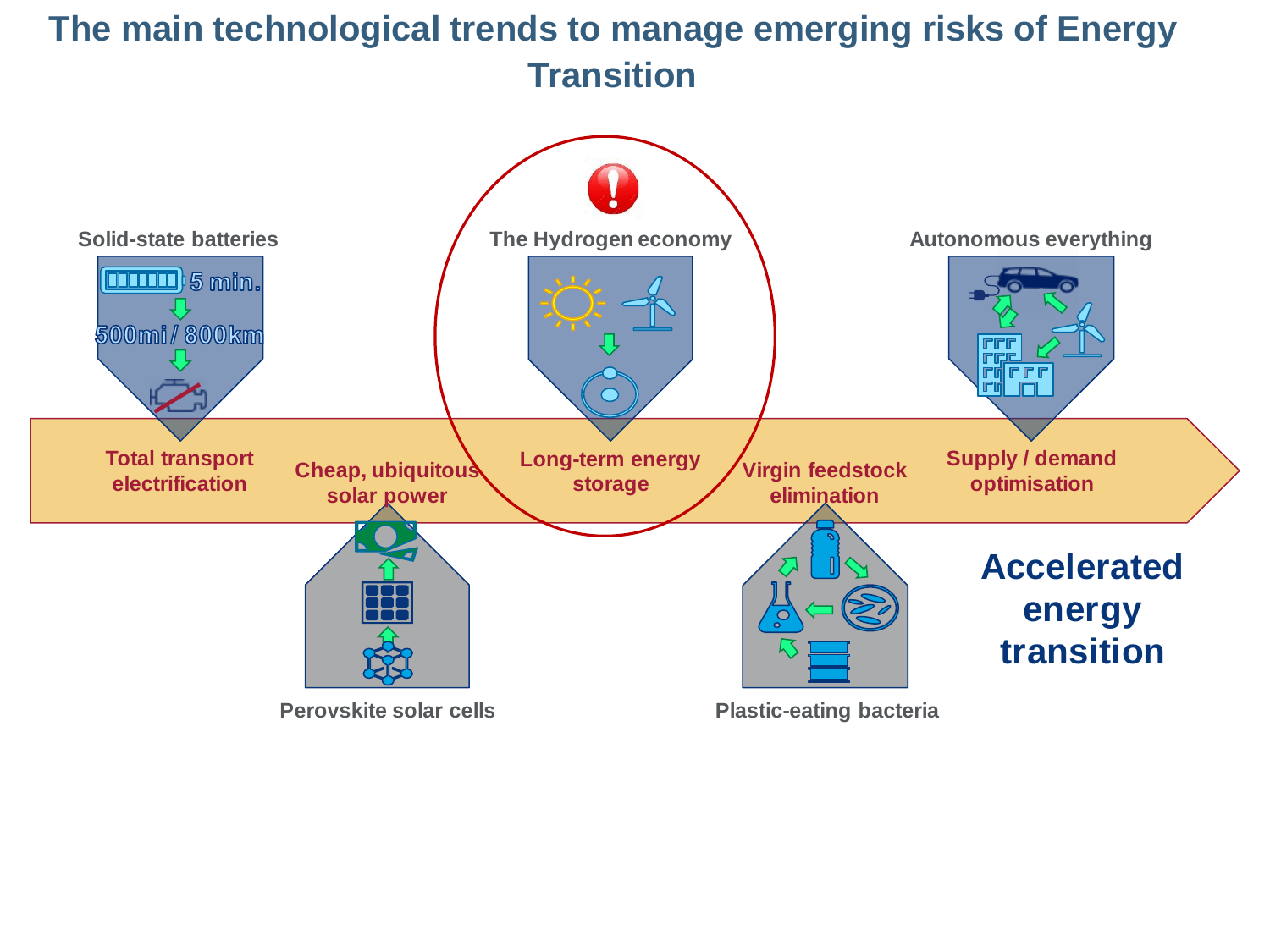# The main technological trends to manage emerging risks of Energy Transition

**Solid-state batteries**

5 min.

500mi / 800km

**Total transport electrification**

**Cheap, ubiquitous solar power**

**Perovskite solar cells**

**The Hydrogen economy**

**Long-term energy storage**

**Virgin feedstock elimination**

**Plastic-eating bacteria**

**Autonomous everything**

**Supply / demand optimisation**

**Accelerated energy transition**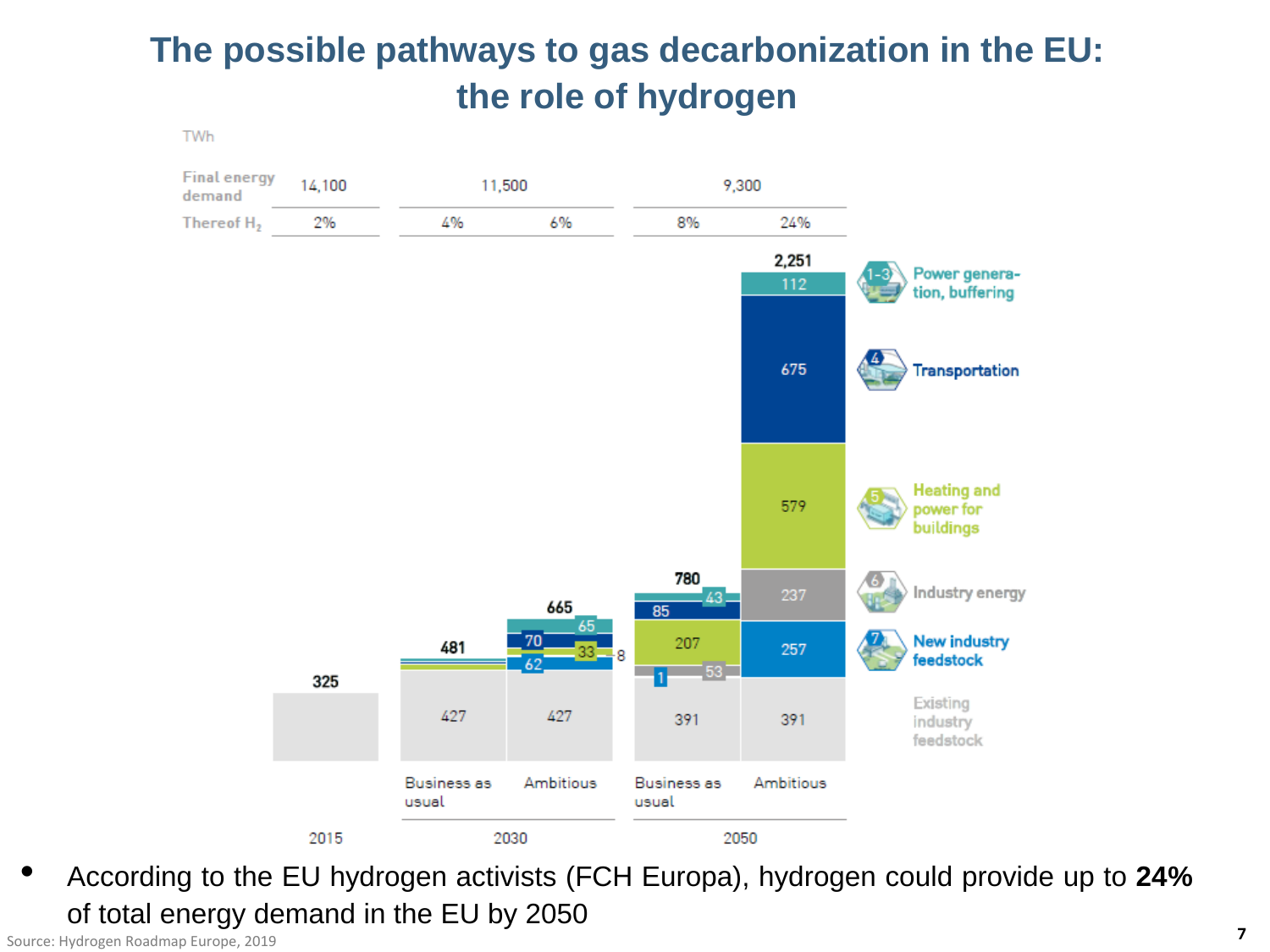# The possible pathways to gas decarbonization in the EU: the role of hydrogen

TWh

| | 2015 | 2030 Business as usual | 2030 Ambitious | 2050 Business as usual | 2050 Ambitious |
|---|---|---|---|---|---|
| Final energy demand | 14,100 | 11,500 | | 9,300 | |
| Thereof $H_2$ | 2% | 4% | 6% | 8% | 24% |
| Total | 325 | 481 | 665 | 780 | 2,251 |
| Power generation, buffering | | | 65 | 43 | 112 |
| Transportation | | | 70 | 85 | 675 |
| Heating and power for buildings | | | 33 | 207 | 579 |
| Industry energy | | | 8 | 53 | 237 |
| New industry feedstock | | | 62 | 1 | 257 |
| Existing industry feedstock | | 427 | 427 | 391 | 391 |

- According to the EU hydrogen activists (FCH Europa), hydrogen could provide up to **24%** of total energy demand in the EU by 2050

Source: Hydrogen Roadmap Europe, 2019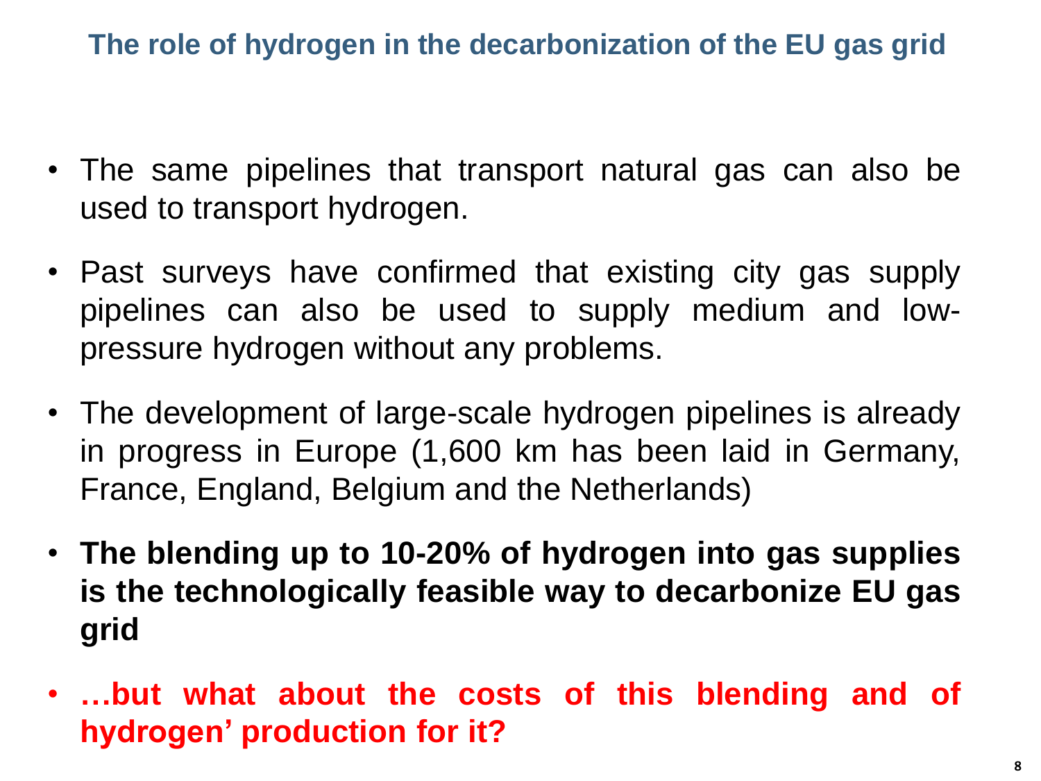## The role of hydrogen in the decarbonization of the EU gas grid

- The same pipelines that transport natural gas can also be used to transport hydrogen.
- Past surveys have confirmed that existing city gas supply pipelines can also be used to supply medium and low-pressure hydrogen without any problems.
- The development of large-scale hydrogen pipelines is already in progress in Europe (1,600 km has been laid in Germany, France, England, Belgium and the Netherlands)
- **The blending up to 10-20% of hydrogen into gas supplies is the technologically feasible way to decarbonize EU gas grid**
- **…but what about the costs of this blending and of hydrogen' production for it?**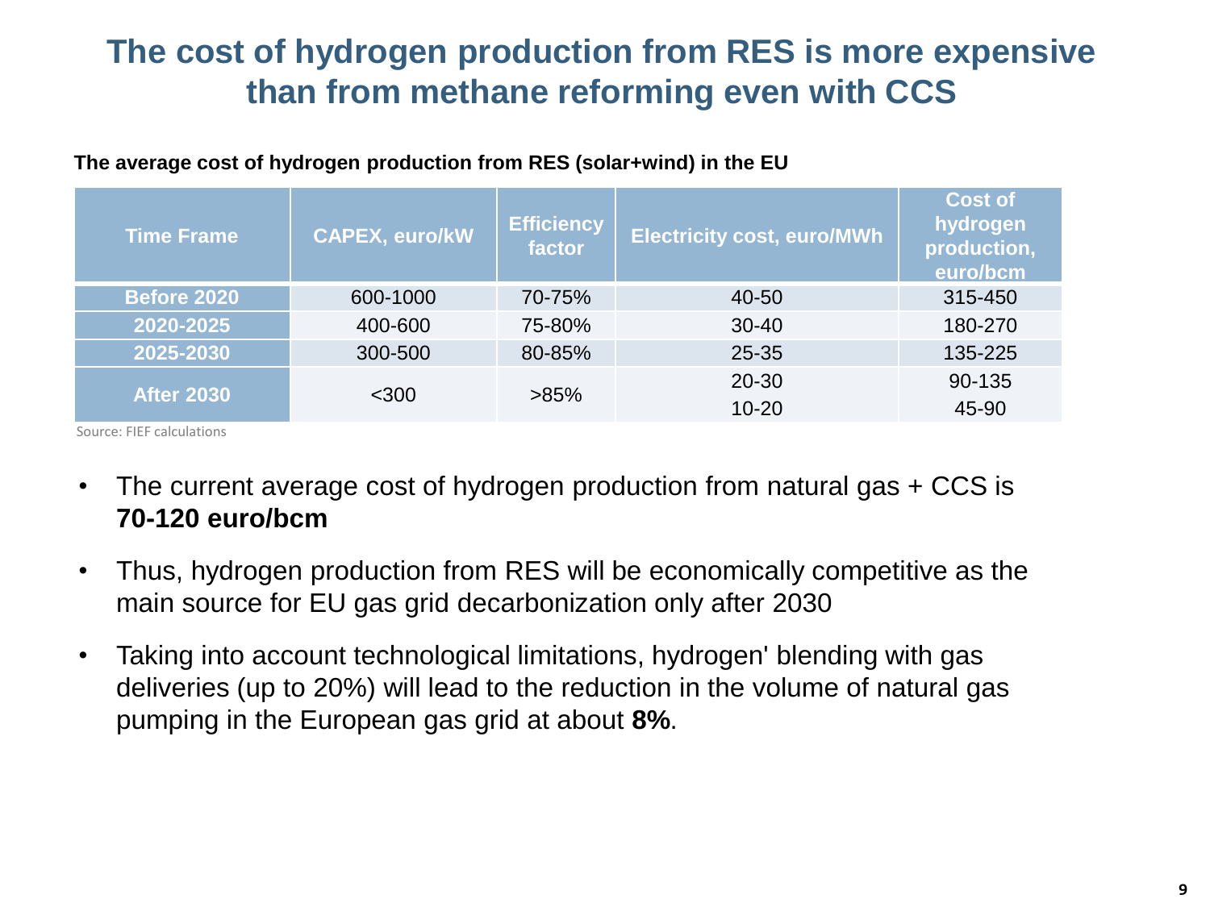# The cost of hydrogen production from RES is more expensive than from methane reforming even with CCS

**The average cost of hydrogen production from RES (solar+wind) in the EU**

| Time Frame | CAPEX, euro/kW | Efficiency factor | Electricity cost, euro/MWh | Cost of hydrogen production, euro/bcm |
|---|---|---|---|---|
| **Before 2020** | 600-1000 | 70-75% | 40-50 | 315-450 |
| **2020-2025** | 400-600 | 75-80% | 30-40 | 180-270 |
| **2025-2030** | 300-500 | 80-85% | 25-35 | 135-225 |
| **After 2030** | <300 | >85% | 20-30 | 90-135 |
| | | | 10-20 | 45-90 |

Source: FIEF calculations

- The current average cost of hydrogen production from natural gas + CCS is **70-120 euro/bcm**
- Thus, hydrogen production from RES will be economically competitive as the main source for EU gas grid decarbonization only after 2030
- Taking into account technological limitations, hydrogen' blending with gas deliveries (up to 20%) will lead to the reduction in the volume of natural gas pumping in the European gas grid at about **8%**.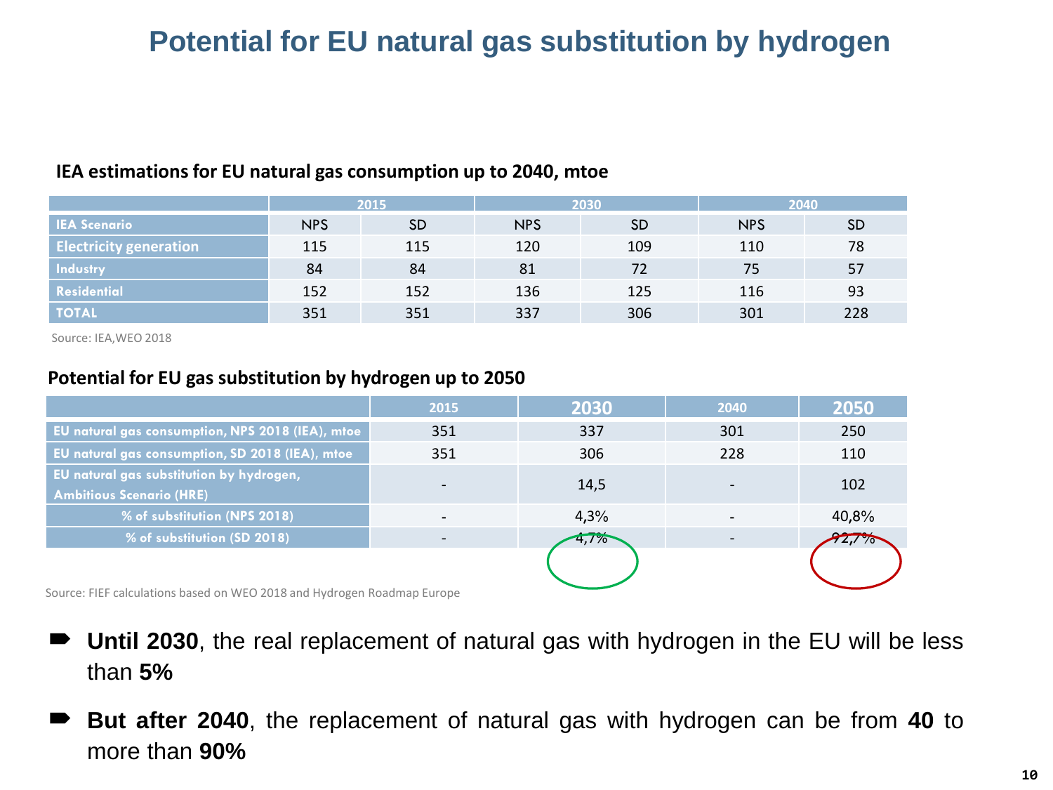# Potential for EU natural gas substitution by hydrogen

**IEA estimations for EU natural gas consumption up to 2040, mtoe**

| | 2015 | | 2030 | | 2040 | |
|---|---|---|---|---|---|---|
| IEA Scenario | NPS | SD | NPS | SD | NPS | SD |
| Electricity generation | 115 | 115 | 120 | 109 | 110 | 78 |
| Industry | 84 | 84 | 81 | 72 | 75 | 57 |
| Residential | 152 | 152 | 136 | 125 | 116 | 93 |
| TOTAL | 351 | 351 | 337 | 306 | 301 | 228 |

Source: IEA,WEO 2018

**Potential for EU gas substitution by hydrogen up to 2050**

| | 2015 | 2030 | 2040 | 2050 |
|---|---|---|---|---|
| EU natural gas consumption, NPS 2018 (IEA), mtoe | 351 | 337 | 301 | 250 |
| EU natural gas consumption, SD 2018 (IEA), mtoe | 351 | 306 | 228 | 110 |
| EU natural gas substitution by hydrogen, Ambitious Scenario (HRE) | - | 14,5 | - | 102 |
| % of substitution (NPS 2018) | - | 4,3% | - | 40,8% |
| % of substitution (SD 2018) | - | 4,7% | - | 92,7% |

Source: FIEF calculations based on WEO 2018 and Hydrogen Roadmap Europe

- **Until 2030**, the real replacement of natural gas with hydrogen in the EU will be less than **5%**
- **But after 2040**, the replacement of natural gas with hydrogen can be from **40** to more than **90%**